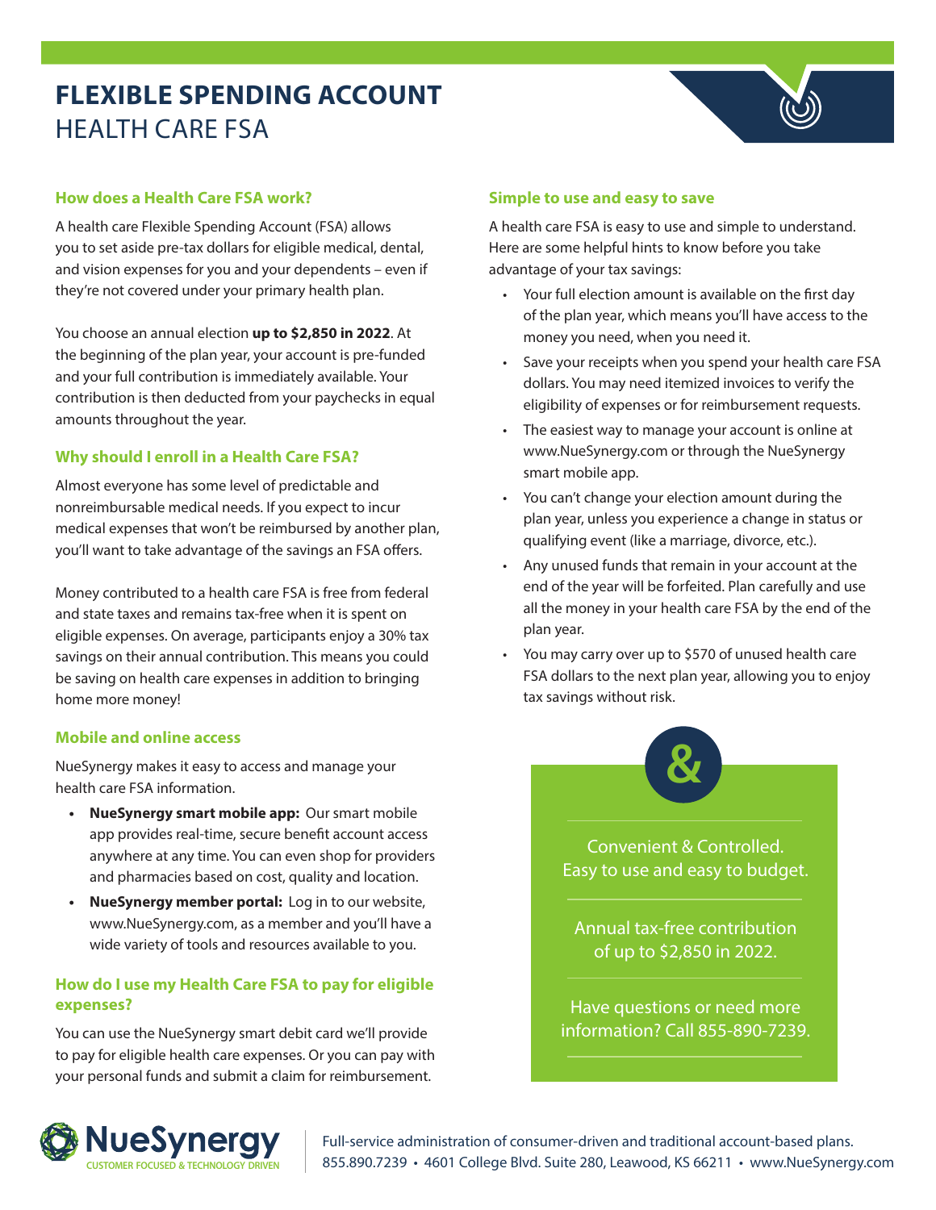# FLEXIBLE SPENDING ACCOUNT
## HEALTH CARE FSA

### How does a Health Care FSA work?

A health care Flexible Spending Account (FSA) allows you to set aside pre-tax dollars for eligible medical, dental, and vision expenses for you and your dependents – even if they're not covered under your primary health plan.

You choose an annual election **up to $2,850 in 2022**. At the beginning of the plan year, your account is pre-funded and your full contribution is immediately available. Your contribution is then deducted from your paychecks in equal amounts throughout the year.

### Why should I enroll in a Health Care FSA?

Almost everyone has some level of predictable and nonreimbursable medical needs. If you expect to incur medical expenses that won't be reimbursed by another plan, you'll want to take advantage of the savings an FSA offers.

Money contributed to a health care FSA is free from federal and state taxes and remains tax-free when it is spent on eligible expenses. On average, participants enjoy a 30% tax savings on their annual contribution. This means you could be saving on health care expenses in addition to bringing home more money!

### Mobile and online access

NueSynergy makes it easy to access and manage your health care FSA information.

- **NueSynergy smart mobile app:** Our smart mobile app provides real-time, secure benefit account access anywhere at any time. You can even shop for providers and pharmacies based on cost, quality and location.
- **NueSynergy member portal:** Log in to our website, www.NueSynergy.com, as a member and you'll have a wide variety of tools and resources available to you.

### How do I use my Health Care FSA to pay for eligible expenses?

You can use the NueSynergy smart debit card we'll provide to pay for eligible health care expenses. Or you can pay with your personal funds and submit a claim for reimbursement.

### Simple to use and easy to save

A health care FSA is easy to use and simple to understand. Here are some helpful hints to know before you take advantage of your tax savings:

- Your full election amount is available on the first day of the plan year, which means you'll have access to the money you need, when you need it.
- Save your receipts when you spend your health care FSA dollars. You may need itemized invoices to verify the eligibility of expenses or for reimbursement requests.
- The easiest way to manage your account is online at www.NueSynergy.com or through the NueSynergy smart mobile app.
- You can't change your election amount during the plan year, unless you experience a change in status or qualifying event (like a marriage, divorce, etc.).
- Any unused funds that remain in your account at the end of the year will be forfeited. Plan carefully and use all the money in your health care FSA by the end of the plan year.
- You may carry over up to $570 of unused health care FSA dollars to the next plan year, allowing you to enjoy tax savings without risk.

&

Convenient & Controlled. Easy to use and easy to budget.

Annual tax-free contribution of up to $2,850 in 2022.

Have questions or need more information? Call 855-890-7239.

NueSynergy
CUSTOMER FOCUSED & TECHNOLOGY DRIVEN

Full-service administration of consumer-driven and traditional account-based plans.
855.890.7239 • 4601 College Blvd. Suite 280, Leawood, KS 66211 • www.NueSynergy.com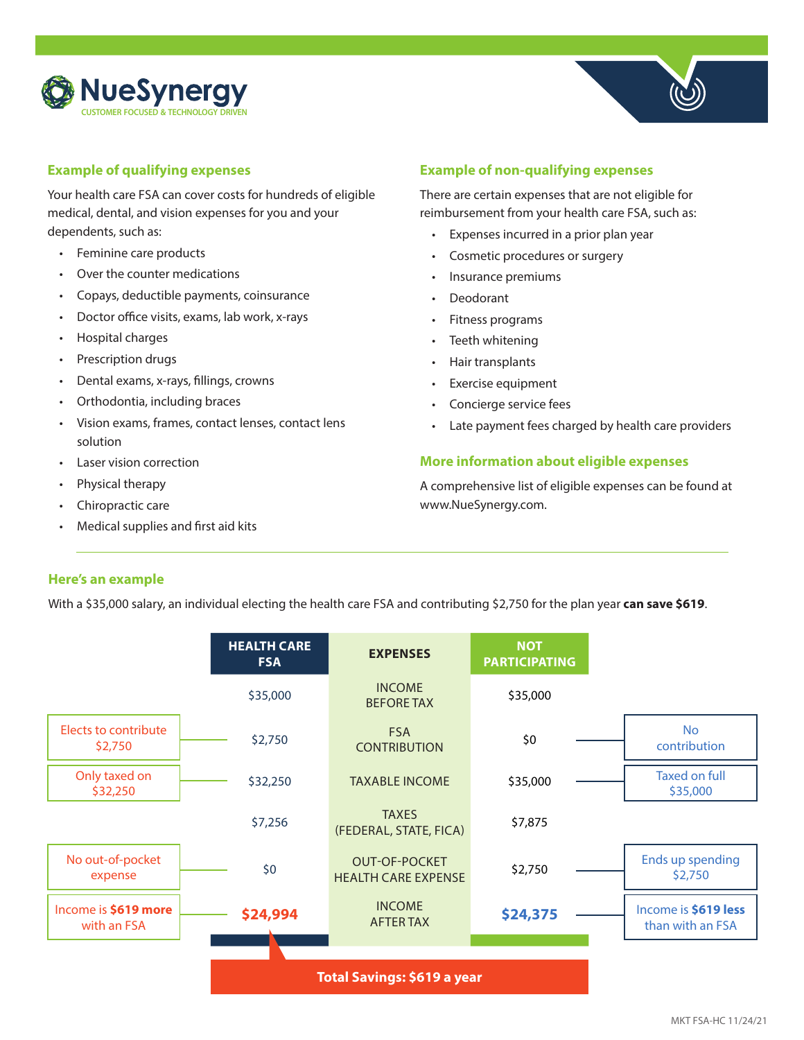NueSynergy
CUSTOMER FOCUSED & TECHNOLOGY DRIVEN

### Example of qualifying expenses

Your health care FSA can cover costs for hundreds of eligible medical, dental, and vision expenses for you and your dependents, such as:

- Feminine care products
- Over the counter medications
- Copays, deductible payments, coinsurance
- Doctor office visits, exams, lab work, x-rays
- Hospital charges
- Prescription drugs
- Dental exams, x-rays, fillings, crowns
- Orthodontia, including braces
- Vision exams, frames, contact lenses, contact lens solution
- Laser vision correction
- Physical therapy
- Chiropractic care
- Medical supplies and first aid kits

### Example of non-qualifying expenses

There are certain expenses that are not eligible for reimbursement from your health care FSA, such as:

- Expenses incurred in a prior plan year
- Cosmetic procedures or surgery
- Insurance premiums
- Deodorant
- Fitness programs
- Teeth whitening
- Hair transplants
- Exercise equipment
- Concierge service fees
- Late payment fees charged by health care providers

### More information about eligible expenses

A comprehensive list of eligible expenses can be found at www.NueSynergy.com.

### Here's an example

With a $35,000 salary, an individual electing the health care FSA and contributing $2,750 for the plan year **can save $619**.

| | HEALTH CARE FSA | EXPENSES | NOT PARTICIPATING | |
|---|---|---|---|---|
| | $35,000 | INCOME BEFORE TAX | $35,000 | |
| Elects to contribute $2,750 | $2,750 | FSA CONTRIBUTION | $0 | No contribution |
| Only taxed on $32,250 | $32,250 | TAXABLE INCOME | $35,000 | Taxed on full $35,000 |
| | $7,256 | TAXES (FEDERAL, STATE, FICA) | $7,875 | |
| No out-of-pocket expense | $0 | OUT-OF-POCKET HEALTH CARE EXPENSE | $2,750 | Ends up spending $2,750 |
| Income is **$619 more** with an FSA | **$24,994** | INCOME AFTER TAX | **$24,375** | Income is **$619 less** than with an FSA |

**Total Savings: $619 a year**

MKT FSA-HC 11/24/21